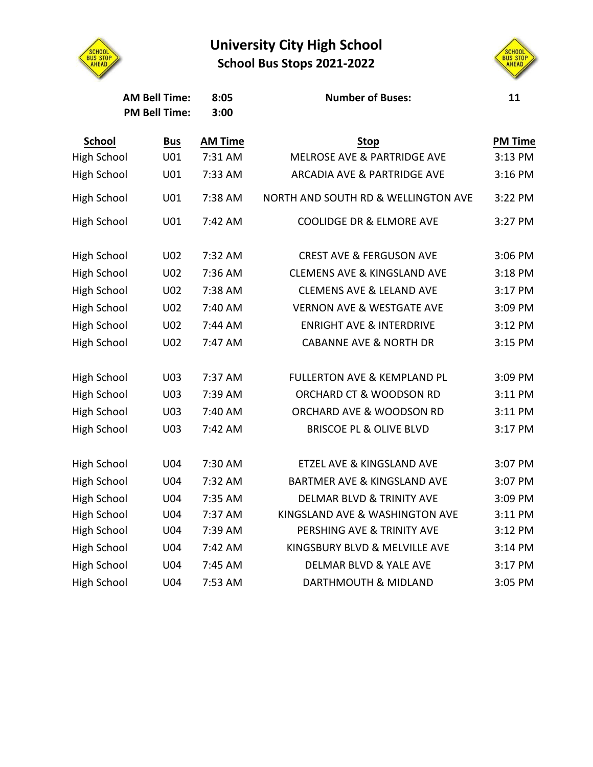# University City High School

## School Bus Stops 2021-2022

**AM Bell Time:** **8:05**  
**PM Bell Time:** **3:00**

**Number of Buses:** **11**

| School | Bus | AM Time | Stop | PM Time |
|---|---|---|---|---|
| High School | U01 | 7:31 AM | MELROSE AVE & PARTRIDGE AVE | 3:13 PM |
| High School | U01 | 7:33 AM | ARCADIA AVE & PARTRIDGE AVE | 3:16 PM |
| High School | U01 | 7:38 AM | NORTH AND SOUTH RD & WELLINGTON AVE | 3:22 PM |
| High School | U01 | 7:42 AM | COOLIDGE DR & ELMORE AVE | 3:27 PM |
| High School | U02 | 7:32 AM | CREST AVE & FERGUSON AVE | 3:06 PM |
| High School | U02 | 7:36 AM | CLEMENS AVE & KINGSLAND AVE | 3:18 PM |
| High School | U02 | 7:38 AM | CLEMENS AVE & LELAND AVE | 3:17 PM |
| High School | U02 | 7:40 AM | VERNON AVE & WESTGATE AVE | 3:09 PM |
| High School | U02 | 7:44 AM | ENRIGHT AVE & INTERDRIVE | 3:12 PM |
| High School | U02 | 7:47 AM | CABANNE AVE & NORTH DR | 3:15 PM |
| High School | U03 | 7:37 AM | FULLERTON AVE & KEMPLAND PL | 3:09 PM |
| High School | U03 | 7:39 AM | ORCHARD CT & WOODSON RD | 3:11 PM |
| High School | U03 | 7:40 AM | ORCHARD AVE & WOODSON RD | 3:11 PM |
| High School | U03 | 7:42 AM | BRISCOE PL & OLIVE BLVD | 3:17 PM |
| High School | U04 | 7:30 AM | ETZEL AVE & KINGSLAND AVE | 3:07 PM |
| High School | U04 | 7:32 AM | BARTMER AVE & KINGSLAND AVE | 3:07 PM |
| High School | U04 | 7:35 AM | DELMAR BLVD & TRINITY AVE | 3:09 PM |
| High School | U04 | 7:37 AM | KINGSLAND AVE & WASHINGTON AVE | 3:11 PM |
| High School | U04 | 7:39 AM | PERSHING AVE & TRINITY AVE | 3:12 PM |
| High School | U04 | 7:42 AM | KINGSBURY BLVD & MELVILLE AVE | 3:14 PM |
| High School | U04 | 7:45 AM | DELMAR BLVD & YALE AVE | 3:17 PM |
| High School | U04 | 7:53 AM | DARTHMOUTH & MIDLAND | 3:05 PM |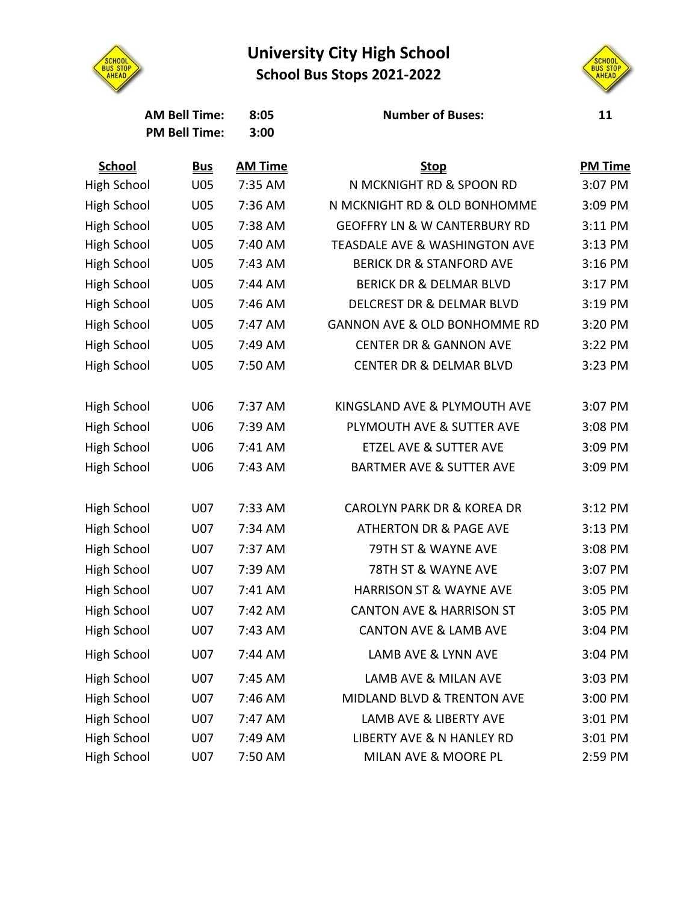# University City High School

## School Bus Stops 2021-2022

**AM Bell Time:** 8:05
**PM Bell Time:** 3:00

**Number of Buses:** 11

| School | Bus | AM Time | Stop | PM Time |
|---|---|---|---|---|
| High School | U05 | 7:35 AM | N MCKNIGHT RD & SPOON RD | 3:07 PM |
| High School | U05 | 7:36 AM | N MCKNIGHT RD & OLD BONHOMME | 3:09 PM |
| High School | U05 | 7:38 AM | GEOFFRY LN & W CANTERBURY RD | 3:11 PM |
| High School | U05 | 7:40 AM | TEASDALE AVE & WASHINGTON AVE | 3:13 PM |
| High School | U05 | 7:43 AM | BERICK DR & STANFORD AVE | 3:16 PM |
| High School | U05 | 7:44 AM | BERICK DR & DELMAR BLVD | 3:17 PM |
| High School | U05 | 7:46 AM | DELCREST DR & DELMAR BLVD | 3:19 PM |
| High School | U05 | 7:47 AM | GANNON AVE & OLD BONHOMME RD | 3:20 PM |
| High School | U05 | 7:49 AM | CENTER DR & GANNON AVE | 3:22 PM |
| High School | U05 | 7:50 AM | CENTER DR & DELMAR BLVD | 3:23 PM |
| High School | U06 | 7:37 AM | KINGSLAND AVE & PLYMOUTH AVE | 3:07 PM |
| High School | U06 | 7:39 AM | PLYMOUTH AVE & SUTTER AVE | 3:08 PM |
| High School | U06 | 7:41 AM | ETZEL AVE & SUTTER AVE | 3:09 PM |
| High School | U06 | 7:43 AM | BARTMER AVE & SUTTER AVE | 3:09 PM |
| High School | U07 | 7:33 AM | CAROLYN PARK DR & KOREA DR | 3:12 PM |
| High School | U07 | 7:34 AM | ATHERTON DR & PAGE AVE | 3:13 PM |
| High School | U07 | 7:37 AM | 79TH ST & WAYNE AVE | 3:08 PM |
| High School | U07 | 7:39 AM | 78TH ST & WAYNE AVE | 3:07 PM |
| High School | U07 | 7:41 AM | HARRISON ST & WAYNE AVE | 3:05 PM |
| High School | U07 | 7:42 AM | CANTON AVE & HARRISON ST | 3:05 PM |
| High School | U07 | 7:43 AM | CANTON AVE & LAMB AVE | 3:04 PM |
| High School | U07 | 7:44 AM | LAMB AVE & LYNN AVE | 3:04 PM |
| High School | U07 | 7:45 AM | LAMB AVE & MILAN AVE | 3:03 PM |
| High School | U07 | 7:46 AM | MIDLAND BLVD & TRENTON AVE | 3:00 PM |
| High School | U07 | 7:47 AM | LAMB AVE & LIBERTY AVE | 3:01 PM |
| High School | U07 | 7:49 AM | LIBERTY AVE & N HANLEY RD | 3:01 PM |
| High School | U07 | 7:50 AM | MILAN AVE & MOORE PL | 2:59 PM |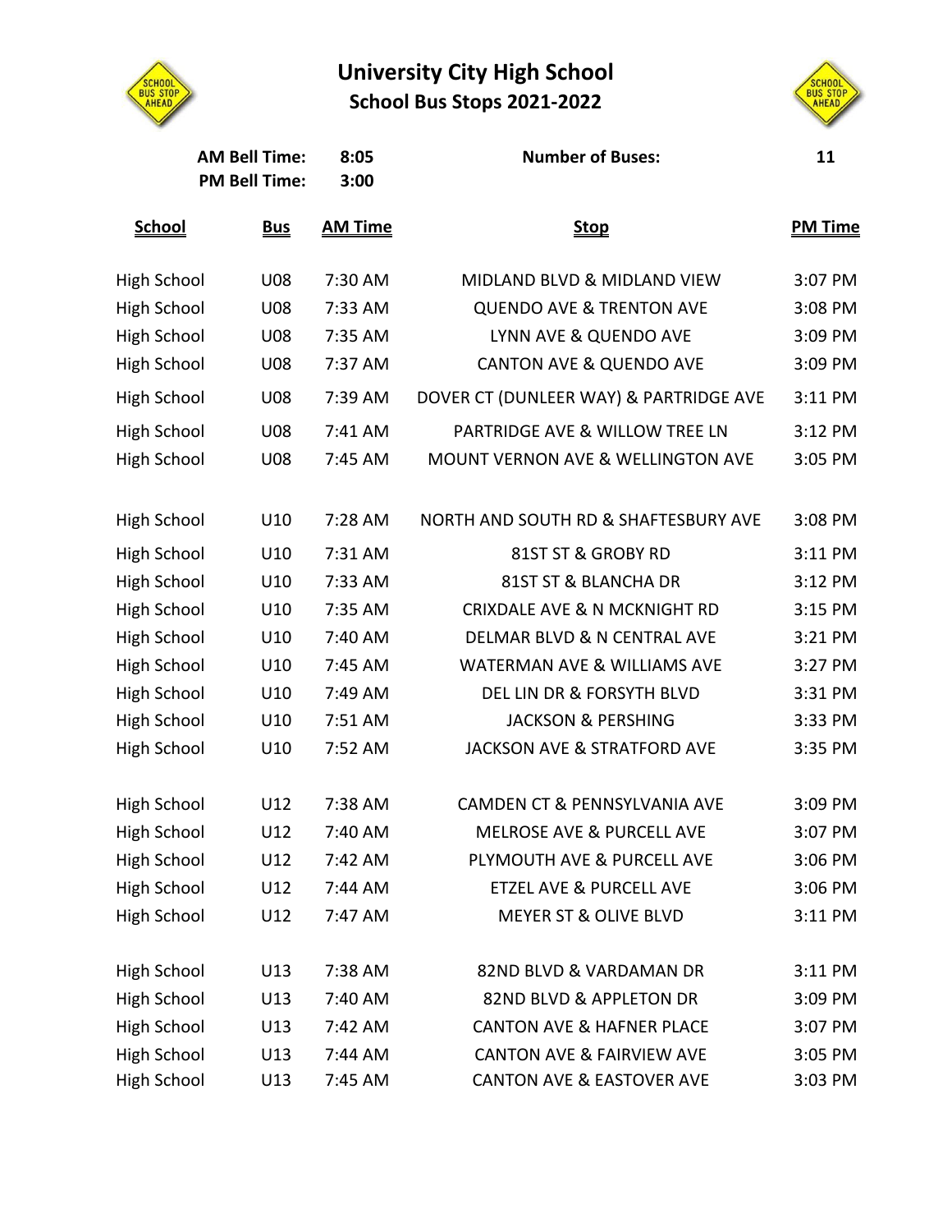# University City High School

## School Bus Stops 2021-2022

**AM Bell Time:** 8:05 **Number of Buses:** 11

**PM Bell Time:** 3:00

| School | Bus | AM Time | Stop | PM Time |
|---|---|---|---|---|
| High School | U08 | 7:30 AM | MIDLAND BLVD & MIDLAND VIEW | 3:07 PM |
| High School | U08 | 7:33 AM | QUENDO AVE & TRENTON AVE | 3:08 PM |
| High School | U08 | 7:35 AM | LYNN AVE & QUENDO AVE | 3:09 PM |
| High School | U08 | 7:37 AM | CANTON AVE & QUENDO AVE | 3:09 PM |
| High School | U08 | 7:39 AM | DOVER CT (DUNLEER WAY) & PARTRIDGE AVE | 3:11 PM |
| High School | U08 | 7:41 AM | PARTRIDGE AVE & WILLOW TREE LN | 3:12 PM |
| High School | U08 | 7:45 AM | MOUNT VERNON AVE & WELLINGTON AVE | 3:05 PM |
| High School | U10 | 7:28 AM | NORTH AND SOUTH RD & SHAFTESBURY AVE | 3:08 PM |
| High School | U10 | 7:31 AM | 81ST ST & GROBY RD | 3:11 PM |
| High School | U10 | 7:33 AM | 81ST ST & BLANCHA DR | 3:12 PM |
| High School | U10 | 7:35 AM | CRIXDALE AVE & N MCKNIGHT RD | 3:15 PM |
| High School | U10 | 7:40 AM | DELMAR BLVD & N CENTRAL AVE | 3:21 PM |
| High School | U10 | 7:45 AM | WATERMAN AVE & WILLIAMS AVE | 3:27 PM |
| High School | U10 | 7:49 AM | DEL LIN DR & FORSYTH BLVD | 3:31 PM |
| High School | U10 | 7:51 AM | JACKSON & PERSHING | 3:33 PM |
| High School | U10 | 7:52 AM | JACKSON AVE & STRATFORD AVE | 3:35 PM |
| High School | U12 | 7:38 AM | CAMDEN CT & PENNSYLVANIA AVE | 3:09 PM |
| High School | U12 | 7:40 AM | MELROSE AVE & PURCELL AVE | 3:07 PM |
| High School | U12 | 7:42 AM | PLYMOUTH AVE & PURCELL AVE | 3:06 PM |
| High School | U12 | 7:44 AM | ETZEL AVE & PURCELL AVE | 3:06 PM |
| High School | U12 | 7:47 AM | MEYER ST & OLIVE BLVD | 3:11 PM |
| High School | U13 | 7:38 AM | 82ND BLVD & VARDAMAN DR | 3:11 PM |
| High School | U13 | 7:40 AM | 82ND BLVD & APPLETON DR | 3:09 PM |
| High School | U13 | 7:42 AM | CANTON AVE & HAFNER PLACE | 3:07 PM |
| High School | U13 | 7:44 AM | CANTON AVE & FAIRVIEW AVE | 3:05 PM |
| High School | U13 | 7:45 AM | CANTON AVE & EASTOVER AVE | 3:03 PM |